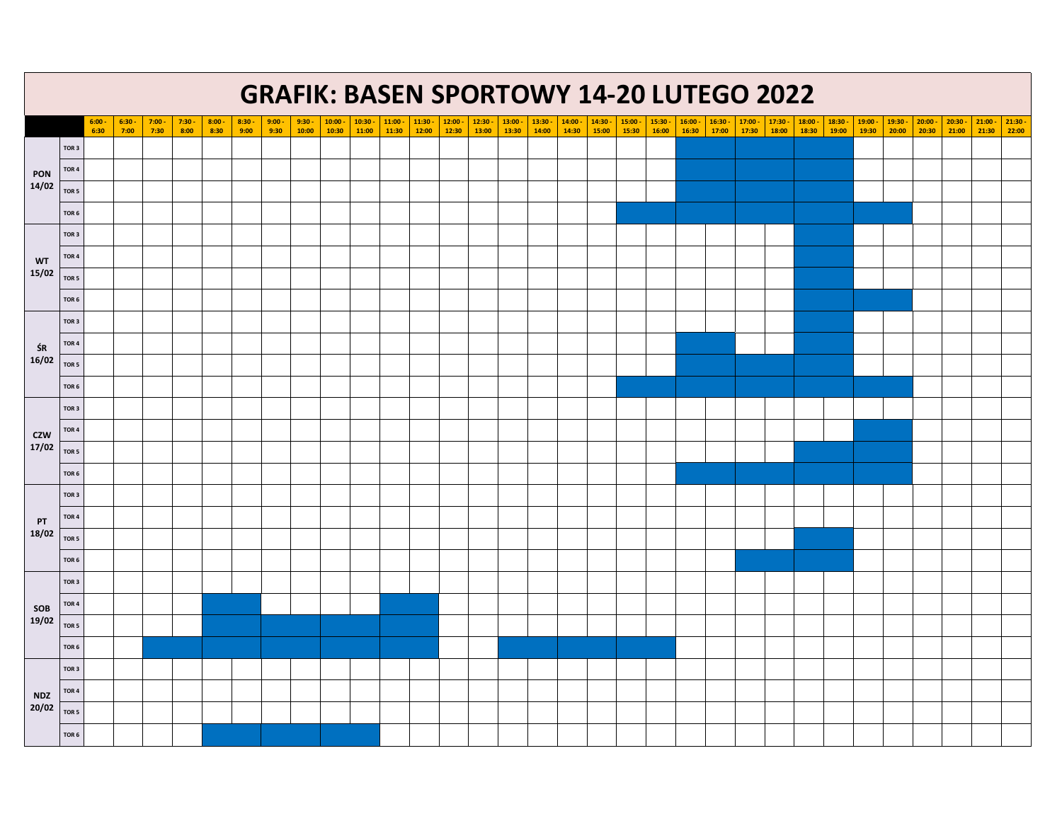# GRAFIK: BASEN SPORTOWY 14-20 LUTEGO 2022

Zacieniowane (niebieskie) pola oznaczono symbolem ■.

| | | 6:00 - 6:30 | 6:30 - 7:00 | 7:00 - 7:30 | 7:30 - 8:00 | 8:00 - 8:30 | 8:30 - 9:00 | 9:00 - 9:30 | 9:30 - 10:00 | 10:00 - 10:30 | 10:30 - 11:00 | 11:00 - 11:30 | 11:30 - 12:00 | 12:00 - 12:30 | 12:30 - 13:00 | 13:00 - 13:30 | 13:30 - 14:00 | 14:00 - 14:30 | 14:30 - 15:00 | 15:00 - 15:30 | 15:30 - 16:00 | 16:00 - 16:30 | 16:30 - 17:00 | 17:00 - 17:30 | 17:30 - 18:00 | 18:00 - 18:30 | 18:30 - 19:00 | 19:00 - 19:30 | 19:30 - 20:00 | 20:00 - 20:30 | 20:30 - 21:00 | 21:00 - 21:30 | 21:30 - 22:00 |
|---|---|---|---|---|---|---|---|---|---|---|---|---|---|---|---|---|---|---|---|---|---|---|---|---|---|---|---|---|---|---|---|---|---|
| PON 14/02 | TOR 3 | | | | | | | | | | | | | | | | | | | | | ■ | ■ | ■ | ■ | ■ | ■ | | | | | | |
| | TOR 4 | | | | | | | | | | | | | | | | | | | | | ■ | ■ | ■ | ■ | ■ | ■ | | | | | | |
| | TOR 5 | | | | | | | | | | | | | | | | | | | | | ■ | ■ | ■ | ■ | ■ | ■ | | | | | | |
| | TOR 6 | | | | | | | | | | | | | | | | | | | ■ | ■ | ■ | ■ | ■ | ■ | ■ | ■ | ■ | ■ | | | | |
| WT 15/02 | TOR 3 | | | | | | | | | | | | | | | | | | | | | | | | | ■ | ■ | | | | | | |
| | TOR 4 | | | | | | | | | | | | | | | | | | | | | | | | | ■ | ■ | | | | | | |
| | TOR 5 | | | | | | | | | | | | | | | | | | | | | | | | | ■ | ■ | | | | | | |
| | TOR 6 | | | | | | | | | | | | | | | | | | | | | | | | | ■ | ■ | ■ | ■ | | | | |
| ŚR 16/02 | TOR 3 | | | | | | | | | | | | | | | | | | | | | | | | | ■ | ■ | | | | | | |
| | TOR 4 | | | | | | | | | | | | | | | | | | | | | ■ | ■ | | | ■ | ■ | | | | | | |
| | TOR 5 | | | | | | | | | | | | | | | | | | | | | ■ | ■ | ■ | ■ | ■ | ■ | | | | | | |
| | TOR 6 | | | | | | | | | | | | | | | | | | | ■ | ■ | ■ | ■ | ■ | ■ | ■ | ■ | ■ | ■ | | | | |
| CZW 17/02 | TOR 3 | | | | | | | | | | | | | | | | | | | | | | | | | | | | | | | | |
| | TOR 4 | | | | | | | | | | | | | | | | | | | | | | | | | | | ■ | ■ | | | | |
| | TOR 5 | | | | | | | | | | | | | | | | | | | | | | | | | ■ | ■ | ■ | ■ | | | | |
| | TOR 6 | | | | | | | | | | | | | | | | | | | | | ■ | ■ | ■ | ■ | ■ | ■ | ■ | ■ | | | | |
| PT 18/02 | TOR 3 | | | | | | | | | | | | | | | | | | | | | | | | | | | | | | | | |
| | TOR 4 | | | | | | | | | | | | | | | | | | | | | | | | | | | | | | | | |
| | TOR 5 | | | | | | | | | | | | | | | | | | | | | | | | | ■ | ■ | | | | | | |
| | TOR 6 | | | | | | | | | | | | | | | | | | | | | | | ■ | ■ | ■ | ■ | | | | | | |
| SOB 19/02 | TOR 3 | | | | | | | | | | | | | | | | | | | | | | | | | | | | | | | | |
| | TOR 4 | | | | | ■ | ■ | | | | | ■ | ■ | | | | | | | | | | | | | | | | | | | | |
| | TOR 5 | | | | | ■ | ■ | ■ | ■ | ■ | ■ | ■ | ■ | | | | | | | | | | | | | | | | | | | | |
| | TOR 6 | | | ■ | ■ | ■ | ■ | ■ | ■ | ■ | ■ | ■ | ■ | | | ■ | ■ | ■ | ■ | ■ | ■ | | | | | | | | | | | | |
| NDZ 20/02 | TOR 3 | | | | | | | | | | | | | | | | | | | | | | | | | | | | | | | | |
| | TOR 4 | | | | | | | | | | | | | | | | | | | | | | | | | | | | | | | | |
| | TOR 5 | | | | | | | | | | | | | | | | | | | | | | | | | | | | | | | | |
| | TOR 6 | | | | | ■ | ■ | ■ | ■ | ■ | ■ | | | | | | | | | | | | | | | | | | | | | | |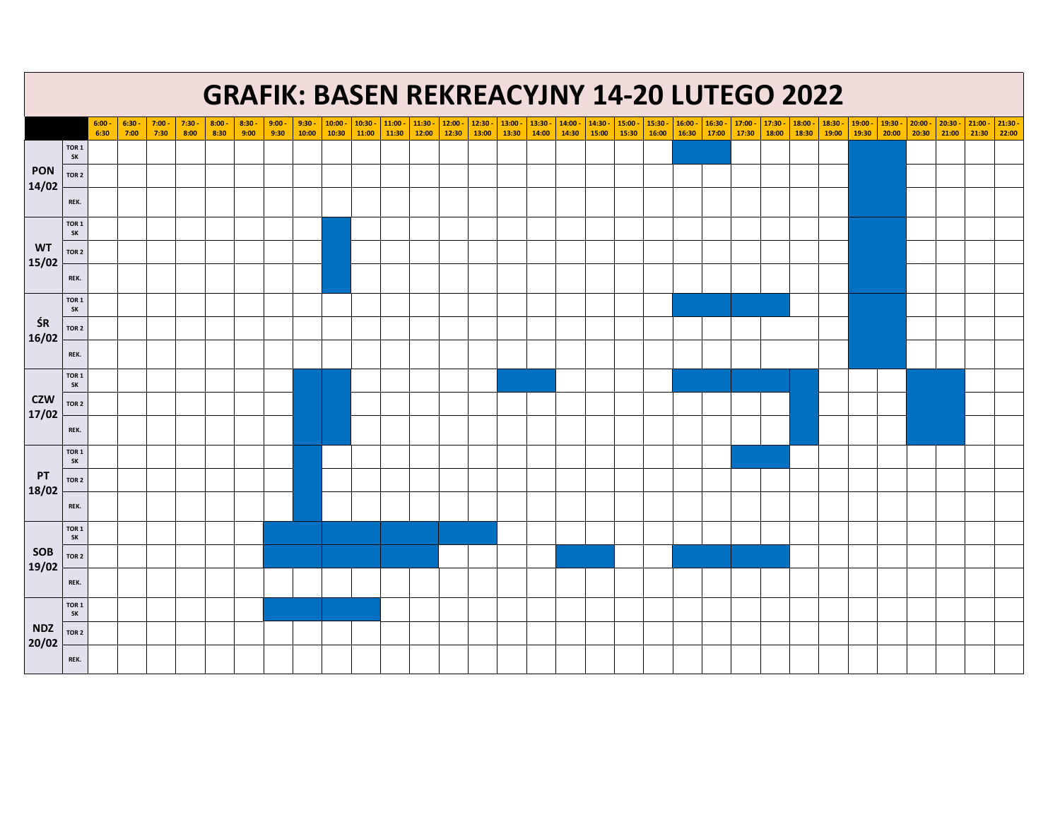# GRAFIK: BASEN REKREACYJNY 14-20 LUTEGO 2022

| | | 6:00 - 6:30 | 6:30 - 7:00 | 7:00 - 7:30 | 7:30 - 8:00 | 8:00 - 8:30 | 8:30 - 9:00 | 9:00 - 9:30 | 9:30 - 10:00 | 10:00 - 10:30 | 10:30 - 11:00 | 11:00 - 11:30 | 11:30 - 12:00 | 12:00 - 12:30 | 12:30 - 13:00 | 13:00 - 13:30 | 13:30 - 14:00 | 14:00 - 14:30 | 14:30 - 15:00 | 15:00 - 15:30 | 15:30 - 16:00 | 16:00 - 16:30 | 16:30 - 17:00 | 17:00 - 17:30 | 17:30 - 18:00 | 18:00 - 18:30 | 18:30 - 19:00 | 19:00 - 19:30 | 19:30 - 20:00 | 20:00 - 20:30 | 20:30 - 21:00 | 21:00 - 21:30 | 21:30 - 22:00 |
|---|---|---|---|---|---|---|---|---|---|---|---|---|---|---|---|---|---|---|---|---|---|---|---|---|---|---|---|---|---|---|---|---|---|
| PON 14/02 | TOR 1 SK | | | | | | | | | | | | | | | | | | | | | | | | | | | | | | | | |
| | TOR 2 | | | | | | | | | | | | | | | | | | | | | | | | | | | | | | | | |
| | REK. | | | | | | | | | | | | | | | | | | | | | | | | | | | | | | | | |
| WT 15/02 | TOR 1 SK | | | | | | | | | | | | | | | | | | | | | | | | | | | | | | | | |
| | TOR 2 | | | | | | | | | | | | | | | | | | | | | | | | | | | | | | | | |
| | REK. | | | | | | | | | | | | | | | | | | | | | | | | | | | | | | | | |
| ŚR 16/02 | TOR 1 SK | | | | | | | | | | | | | | | | | | | | | | | | | | | | | | | | |
| | TOR 2 | | | | | | | | | | | | | | | | | | | | | | | | | | | | | | | | |
| | REK. | | | | | | | | | | | | | | | | | | | | | | | | | | | | | | | | |
| CZW 17/02 | TOR 1 SK | | | | | | | | | | | | | | | | | | | | | | | | | | | | | | | | |
| | TOR 2 | | | | | | | | | | | | | | | | | | | | | | | | | | | | | | | | |
| | REK. | | | | | | | | | | | | | | | | | | | | | | | | | | | | | | | | |
| PT 18/02 | TOR 1 SK | | | | | | | | | | | | | | | | | | | | | | | | | | | | | | | | |
| | TOR 2 | | | | | | | | | | | | | | | | | | | | | | | | | | | | | | | | |
| | REK. | | | | | | | | | | | | | | | | | | | | | | | | | | | | | | | | |
| SOB 19/02 | TOR 1 SK | | | | | | | | | | | | | | | | | | | | | | | | | | | | | | | | |
| | TOR 2 | | | | | | | | | | | | | | | | | | | | | | | | | | | | | | | | |
| | REK. | | | | | | | | | | | | | | | | | | | | | | | | | | | | | | | | |
| NDZ 20/02 | TOR 1 SK | | | | | | | | | | | | | | | | | | | | | | | | | | | | | | | | |
| | TOR 2 | | | | | | | | | | | | | | | | | | | | | | | | | | | | | | | | |
| | REK. | | | | | | | | | | | | | | | | | | | | | | | | | | | | | | | | |